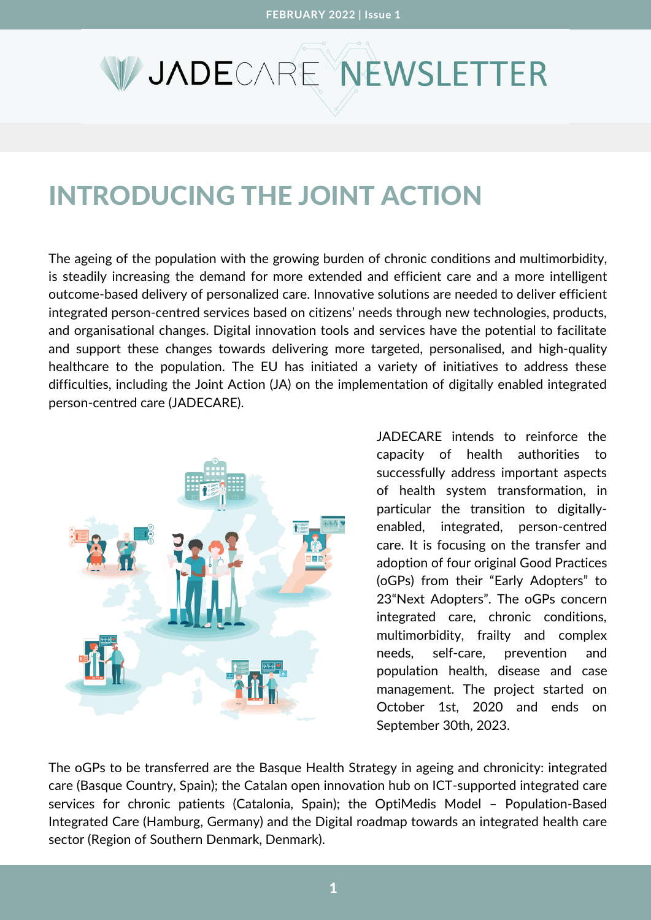# JADECARE NEWSLETTER

## INTRODUCING THE JOINT ACTION

The ageing of the population with the growing burden of chronic conditions and multimorbidity, is steadily increasing the demand for more extended and efficient care and a more intelligent outcome-based delivery of personalized care. Innovative solutions are needed to deliver efficient integrated person-centred services based on citizens' needs through new technologies, products, and organisational changes. Digital innovation tools and services have the potential to facilitate and support these changes towards delivering more targeted, personalised, and high-quality healthcare to the population. The EU has initiated a variety of initiatives to address these difficulties, including the Joint Action (JA) on the implementation of digitally enabled integrated person-centred care (JADECARE).

JADECARE intends to reinforce the capacity of health authorities to successfully address important aspects of health system transformation, in particular the transition to digitally-enabled, integrated, person-centred care. It is focusing on the transfer and adoption of four original Good Practices (oGPs) from their "Early Adopters" to 23"Next Adopters". The oGPs concern integrated care, chronic conditions, multimorbidity, frailty and complex needs, self-care, prevention and population health, disease and case management. The project started on October 1st, 2020 and ends on September 30th, 2023.

The oGPs to be transferred are the Basque Health Strategy in ageing and chronicity: integrated care (Basque Country, Spain); the Catalan open innovation hub on ICT-supported integrated care services for chronic patients (Catalonia, Spain); the OptiMedis Model – Population-Based Integrated Care (Hamburg, Germany) and the Digital roadmap towards an integrated health care sector (Region of Southern Denmark, Denmark).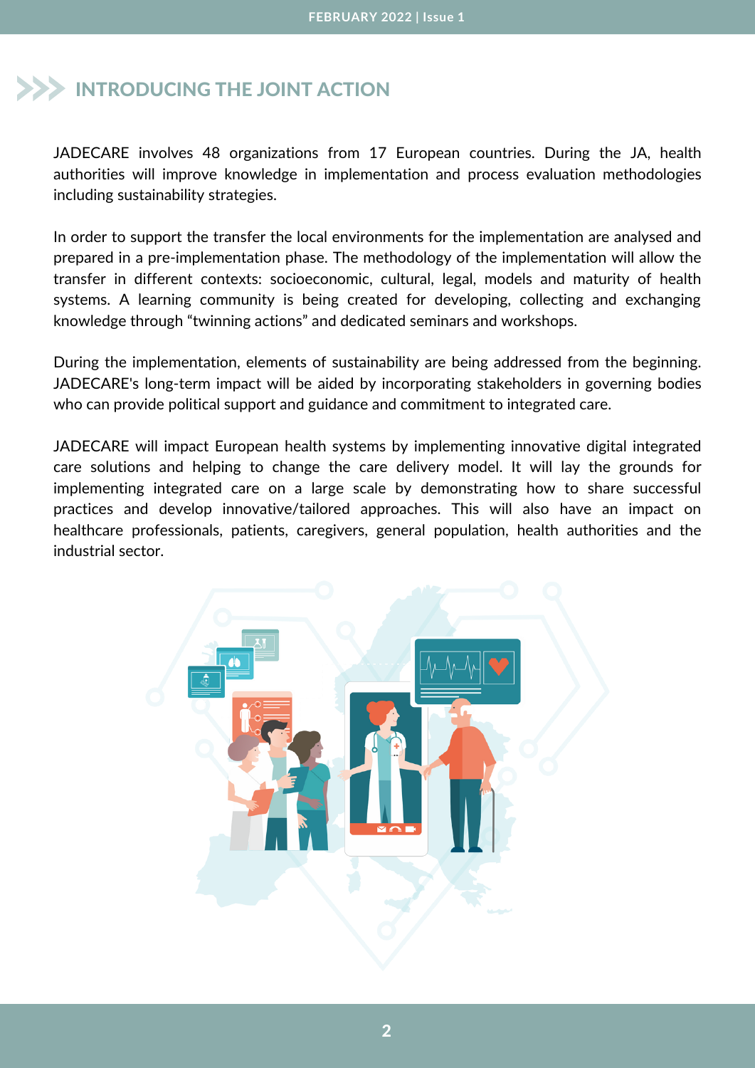# INTRODUCING THE JOINT ACTION

JADECARE involves 48 organizations from 17 European countries. During the JA, health authorities will improve knowledge in implementation and process evaluation methodologies including sustainability strategies.

In order to support the transfer the local environments for the implementation are analysed and prepared in a pre-implementation phase. The methodology of the implementation will allow the transfer in different contexts: socioeconomic, cultural, legal, models and maturity of health systems. A learning community is being created for developing, collecting and exchanging knowledge through "twinning actions" and dedicated seminars and workshops.

During the implementation, elements of sustainability are being addressed from the beginning. JADECARE's long-term impact will be aided by incorporating stakeholders in governing bodies who can provide political support and guidance and commitment to integrated care.

JADECARE will impact European health systems by implementing innovative digital integrated care solutions and helping to change the care delivery model. It will lay the grounds for implementing integrated care on a large scale by demonstrating how to share successful practices and develop innovative/tailored approaches. This will also have an impact on healthcare professionals, patients, caregivers, general population, health authorities and the industrial sector.